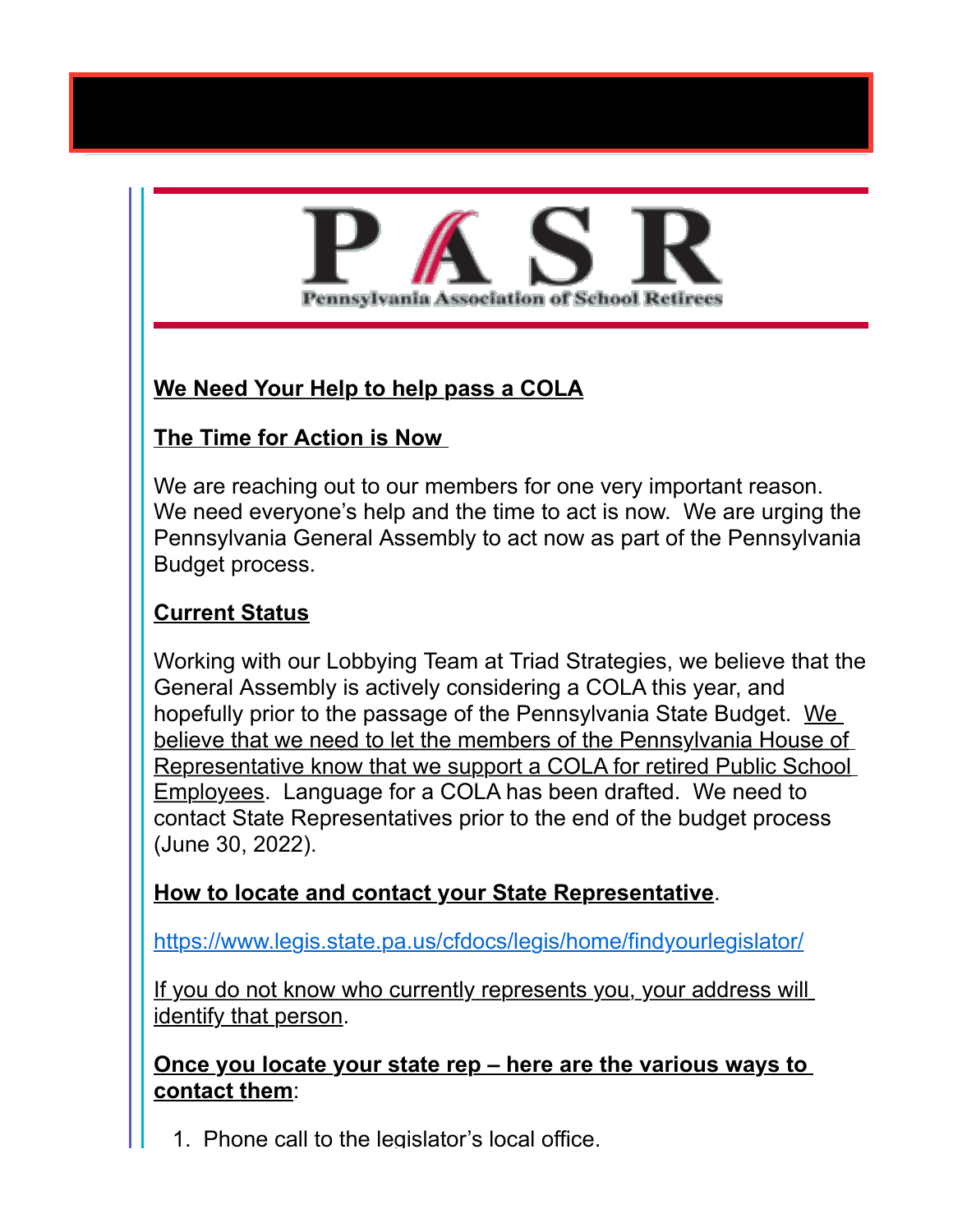PASR

Pennsylvania Association of School Retirees

**We Need Your Help to help pass a COLA**

**The Time for Action is Now**

We are reaching out to our members for one very important reason. We need everyone's help and the time to act is now. We are urging the Pennsylvania General Assembly to act now as part of the Pennsylvania Budget process.

**Current Status**

Working with our Lobbying Team at Triad Strategies, we believe that the General Assembly is actively considering a COLA this year, and hopefully prior to the passage of the Pennsylvania State Budget. We believe that we need to let the members of the Pennsylvania House of Representative know that we support a COLA for retired Public School Employees. Language for a COLA has been drafted. We need to contact State Representatives prior to the end of the budget process (June 30, 2022).

**How to locate and contact your State Representative**.

https://www.legis.state.pa.us/cfdocs/legis/home/findyourlegislator/

If you do not know who currently represents you, your address will identify that person.

**Once you locate your state rep – here are the various ways to contact them**:

1. Phone call to the legislator's local office.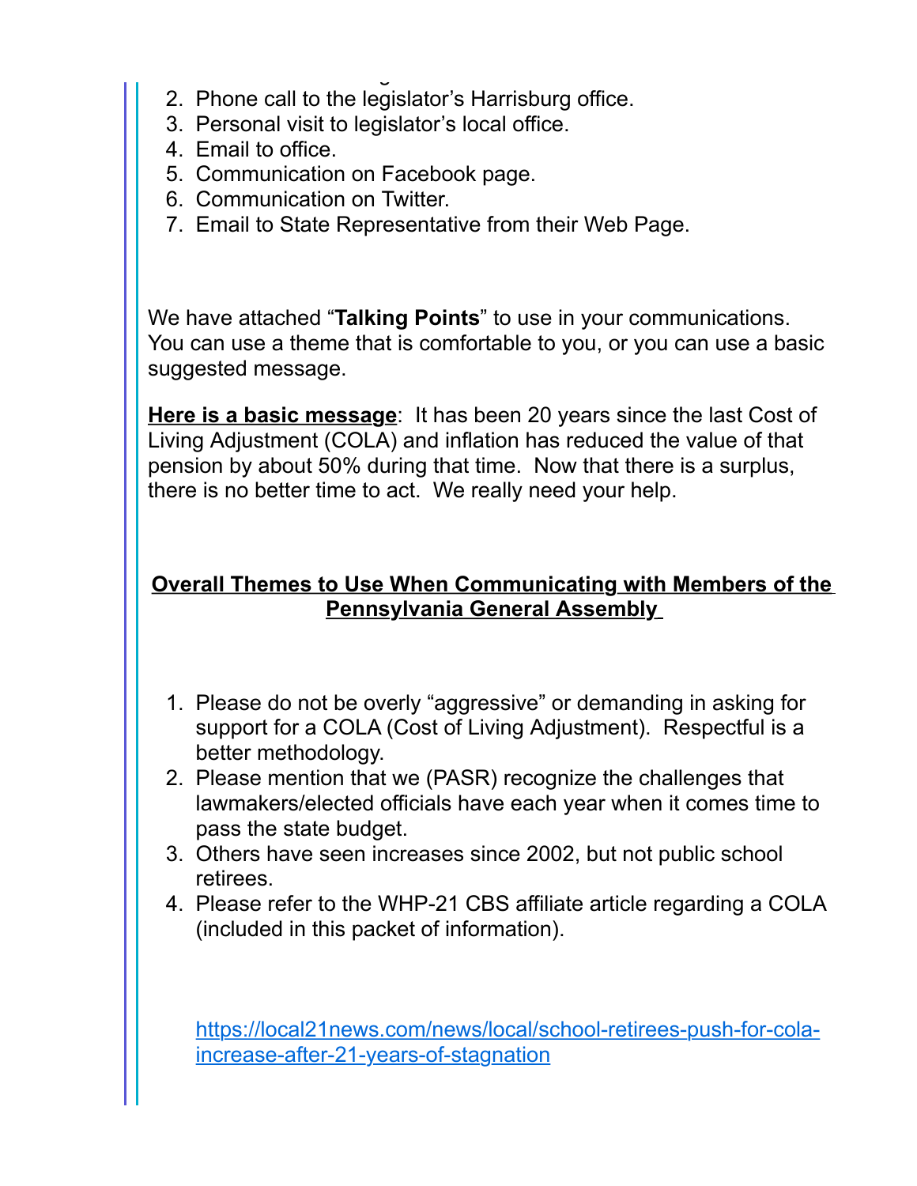2. Phone call to the legislator's Harrisburg office.
3. Personal visit to legislator's local office.
4. Email to office.
5. Communication on Facebook page.
6. Communication on Twitter.
7. Email to State Representative from their Web Page.

We have attached "**Talking Points**" to use in your communications. You can use a theme that is comfortable to you, or you can use a basic suggested message.

**Here is a basic message**: It has been 20 years since the last Cost of Living Adjustment (COLA) and inflation has reduced the value of that pension by about 50% during that time. Now that there is a surplus, there is no better time to act. We really need your help.

## **Overall Themes to Use When Communicating with Members of the Pennsylvania General Assembly**

1. Please do not be overly "aggressive" or demanding in asking for support for a COLA (Cost of Living Adjustment). Respectful is a better methodology.
2. Please mention that we (PASR) recognize the challenges that lawmakers/elected officials have each year when it comes time to pass the state budget.
3. Others have seen increases since 2002, but not public school retirees.
4. Please refer to the WHP-21 CBS affiliate article regarding a COLA (included in this packet of information).

https://local21news.com/news/local/school-retirees-push-for-cola-increase-after-21-years-of-stagnation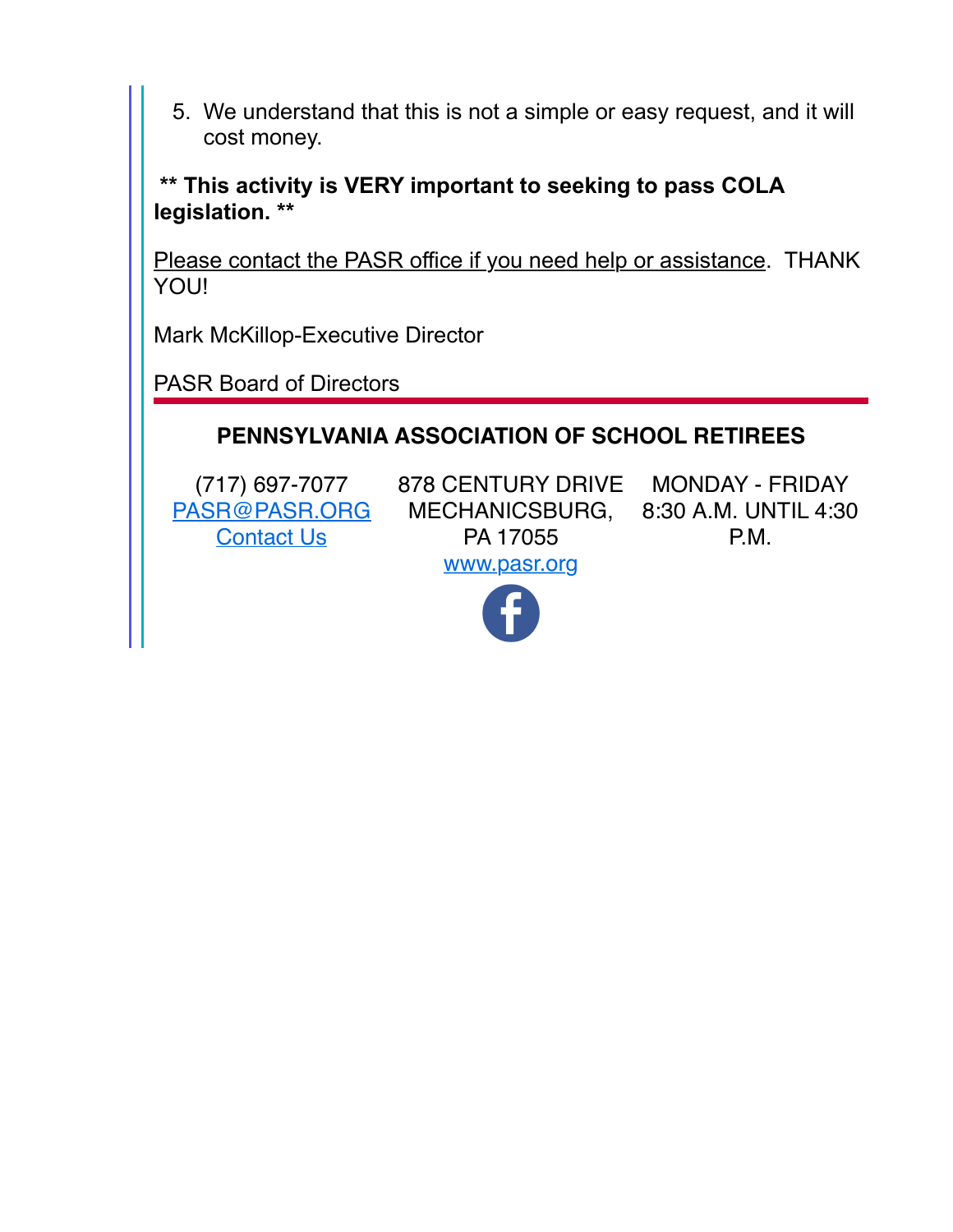5. We understand that this is not a simple or easy request, and it will cost money.

**** This activity is VERY important to seeking to pass COLA legislation. ****

Please contact the PASR office if you need help or assistance. THANK YOU!

Mark McKillop-Executive Director

PASR Board of Directors

---

**PENNSYLVANIA ASSOCIATION OF SCHOOL RETIREES**

(717) 697-7077
PASR@PASR.ORG
Contact Us

878 CENTURY DRIVE
MECHANICSBURG, PA 17055
www.pasr.org

MONDAY - FRIDAY
8:30 A.M. UNTIL 4:30 P.M.